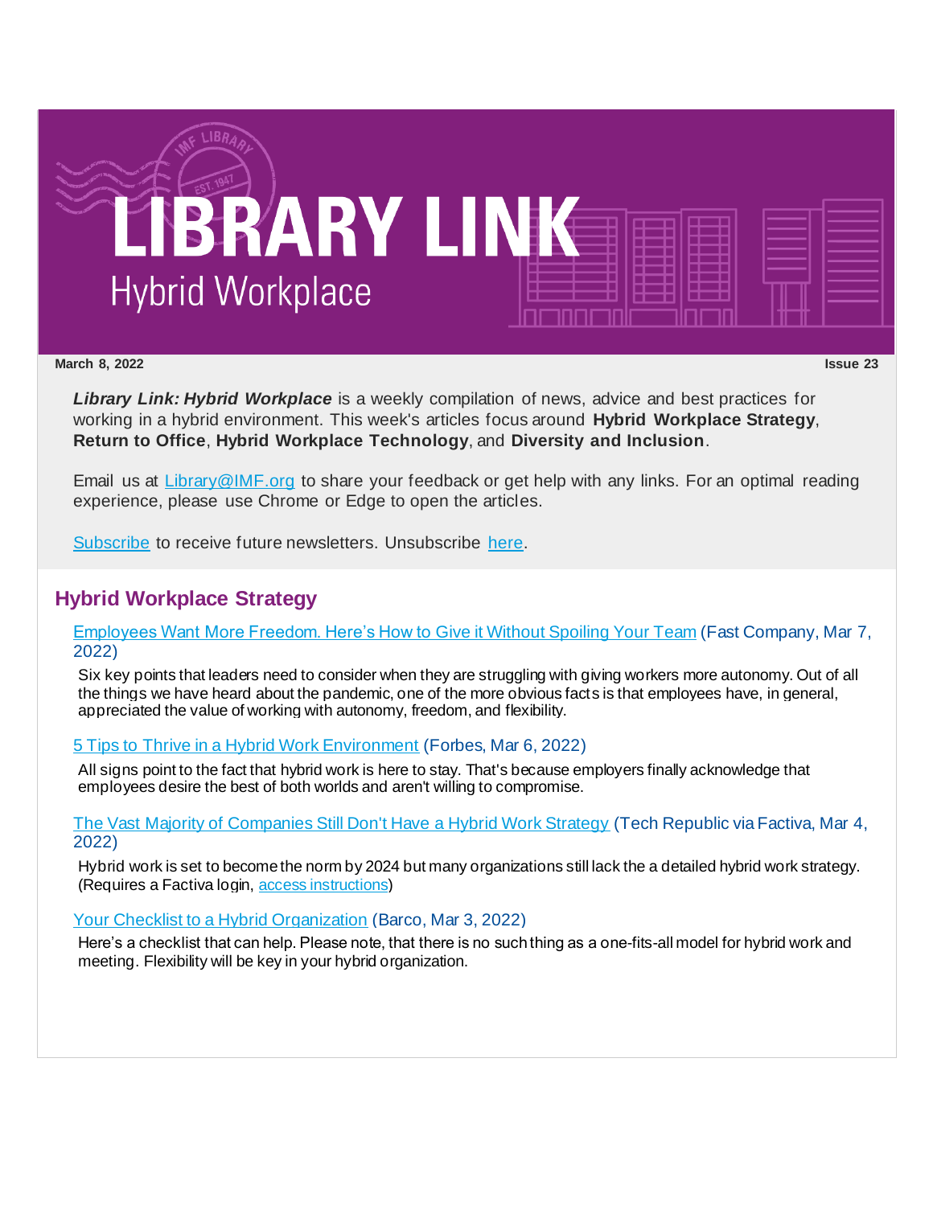# LIBRARY LINK

## Hybrid Workplace

**March 8, 2022** **Issue 23**

***Library Link: Hybrid Workplace*** is a weekly compilation of news, advice and best practices for working in a hybrid environment. This week's articles focus around **Hybrid Workplace Strategy**, **Return to Office**, **Hybrid Workplace Technology**, and **Diversity and Inclusion**.

Email us at Library@IMF.org to share your feedback or get help with any links. For an optimal reading experience, please use Chrome or Edge to open the articles.

Subscribe to receive future newsletters. Unsubscribe here.

## Hybrid Workplace Strategy

Employees Want More Freedom. Here's How to Give it Without Spoiling Your Team (Fast Company, Mar 7, 2022)

Six key points that leaders need to consider when they are struggling with giving workers more autonomy. Out of all the things we have heard about the pandemic, one of the more obvious facts is that employees have, in general, appreciated the value of working with autonomy, freedom, and flexibility.

5 Tips to Thrive in a Hybrid Work Environment (Forbes, Mar 6, 2022)

All signs point to the fact that hybrid work is here to stay. That's because employers finally acknowledge that employees desire the best of both worlds and aren't willing to compromise.

The Vast Majority of Companies Still Don't Have a Hybrid Work Strategy (Tech Republic via Factiva, Mar 4, 2022)

Hybrid work is set to become the norm by 2024 but many organizations still lack the a detailed hybrid work strategy. (Requires a Factiva login, access instructions)

Your Checklist to a Hybrid Organization (Barco, Mar 3, 2022)

Here's a checklist that can help. Please note, that there is no such thing as a one-fits-all model for hybrid work and meeting. Flexibility will be key in your hybrid organization.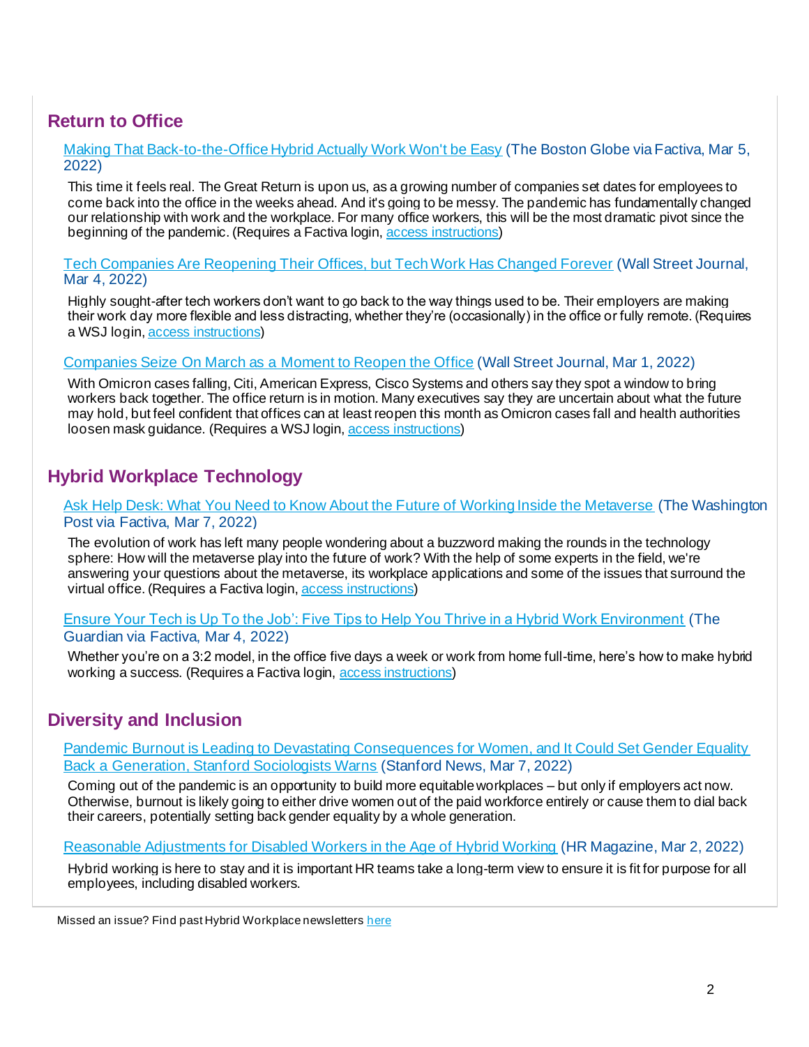## Return to Office

Making That Back-to-the-Office Hybrid Actually Work Won't be Easy (The Boston Globe via Factiva, Mar 5, 2022)

This time it feels real. The Great Return is upon us, as a growing number of companies set dates for employees to come back into the office in the weeks ahead. And it's going to be messy. The pandemic has fundamentally changed our relationship with work and the workplace. For many office workers, this will be the most dramatic pivot since the beginning of the pandemic. (Requires a Factiva login, access instructions)

Tech Companies Are Reopening Their Offices, but Tech Work Has Changed Forever (Wall Street Journal, Mar 4, 2022)

Highly sought-after tech workers don't want to go back to the way things used to be. Their employers are making their work day more flexible and less distracting, whether they're (occasionally) in the office or fully remote. (Requires a WSJ login, access instructions)

Companies Seize On March as a Moment to Reopen the Office (Wall Street Journal, Mar 1, 2022)

With Omicron cases falling, Citi, American Express, Cisco Systems and others say they spot a window to bring workers back together. The office return is in motion. Many executives say they are uncertain about what the future may hold, but feel confident that offices can at least reopen this month as Omicron cases fall and health authorities loosen mask guidance. (Requires a WSJ login, access instructions)

## Hybrid Workplace Technology

Ask Help Desk: What You Need to Know About the Future of Working Inside the Metaverse (The Washington Post via Factiva, Mar 7, 2022)

The evolution of work has left many people wondering about a buzzword making the rounds in the technology sphere: How will the metaverse play into the future of work? With the help of some experts in the field, we're answering your questions about the metaverse, its workplace applications and some of the issues that surround the virtual office. (Requires a Factiva login, access instructions)

Ensure Your Tech is Up To the Job': Five Tips to Help You Thrive in a Hybrid Work Environment (The Guardian via Factiva, Mar 4, 2022)

Whether you're on a 3:2 model, in the office five days a week or work from home full-time, here's how to make hybrid working a success. (Requires a Factiva login, access instructions)

## Diversity and Inclusion

Pandemic Burnout is Leading to Devastating Consequences for Women, and It Could Set Gender Equality Back a Generation, Stanford Sociologists Warns (Stanford News, Mar 7, 2022)

Coming out of the pandemic is an opportunity to build more equitable workplaces – but only if employers act now. Otherwise, burnout is likely going to either drive women out of the paid workforce entirely or cause them to dial back their careers, potentially setting back gender equality by a whole generation.

Reasonable Adjustments for Disabled Workers in the Age of Hybrid Working (HR Magazine, Mar 2, 2022)

Hybrid working is here to stay and it is important HR teams take a long-term view to ensure it is fit for purpose for all employees, including disabled workers.

Missed an issue? Find past Hybrid Workplace newsletters here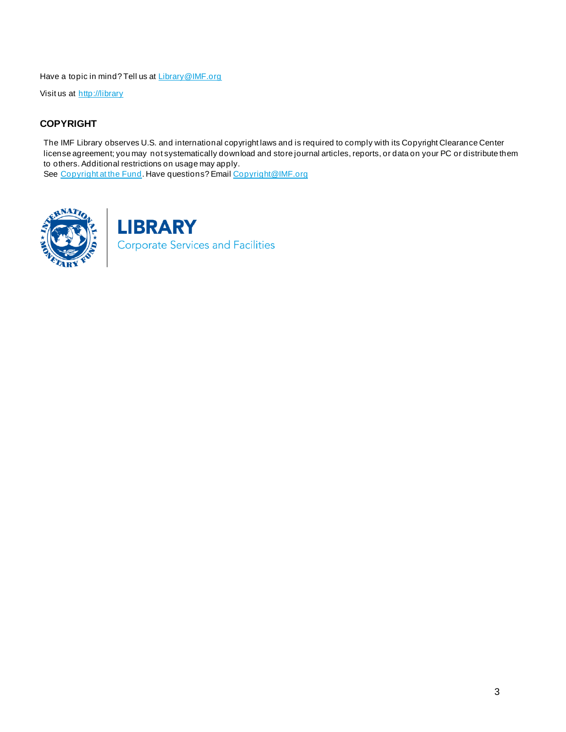Have a topic in mind? Tell us at [Library@IMF.org](mailto:Library@IMF.org)

Visit us at [http://library](http://library)

## COPYRIGHT

The IMF Library observes U.S. and international copyright laws and is required to comply with its Copyright Clearance Center license agreement; you may not systematically download and store journal articles, reports, or data on your PC or distribute them to others. Additional restrictions on usage may apply.
See Copyright at the Fund. Have questions? Email [Copyright@IMF.org](mailto:Copyright@IMF.org)

**LIBRARY**
Corporate Services and Facilities